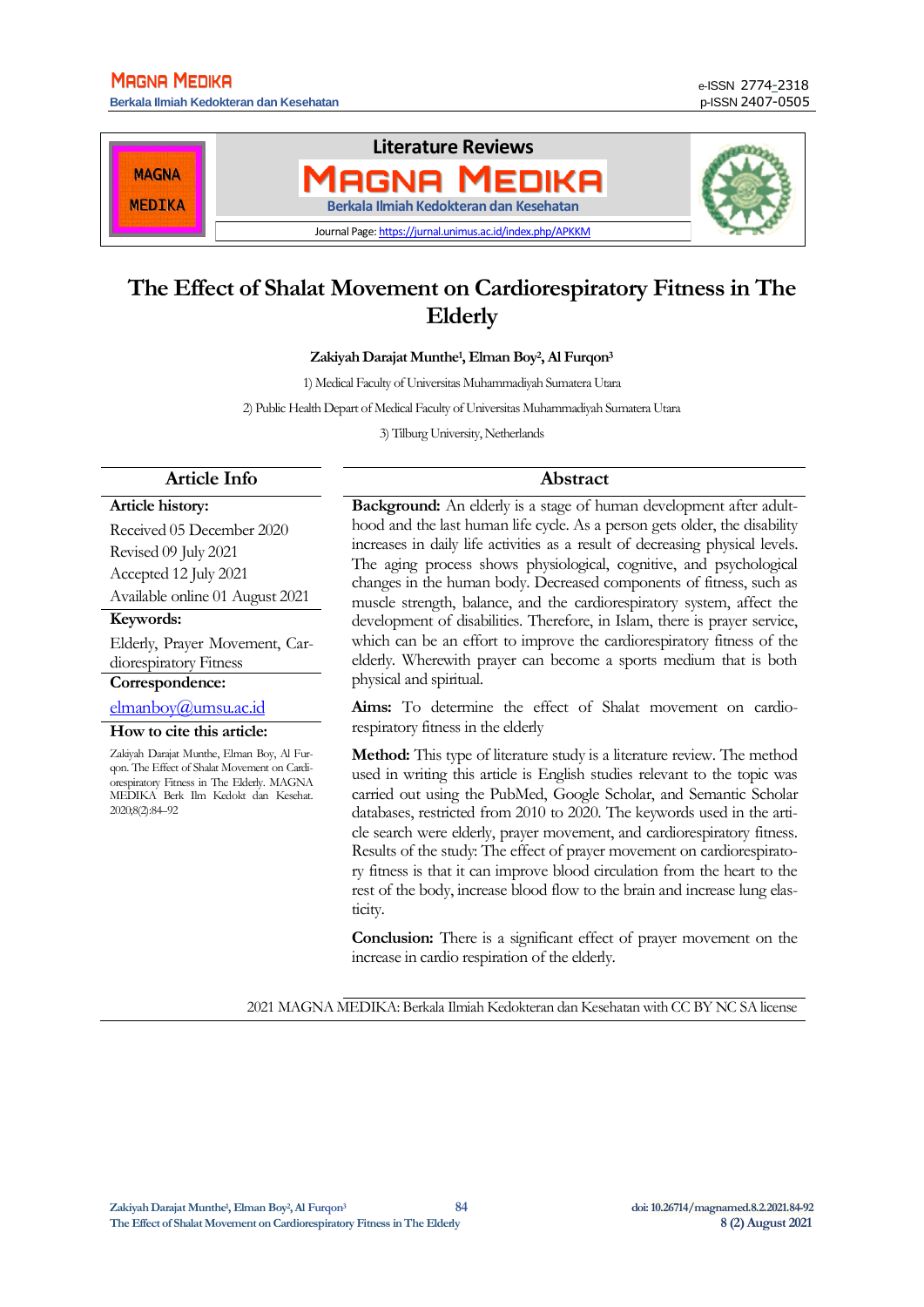# The Effect of Shalat Movement on Cardiorespiratory Fitness in The Elderly

**Zakiyah Darajat Munthe[1], Elman Boy[2], Al Furqon[3]**

1) Medical Faculty of Universitas Muhammadiyah Sumatera Utara

2) Public Health Depart of Medical Faculty of Universitas Muhammadiyah Sumatera Utara

3) Tilburg University, Netherlands

## Article Info

**Article history:**

Received 05 December 2020
Revised 09 July 2021
Accepted 12 July 2021
Available online 01 August 2021

**Keywords:**

Elderly, Prayer Movement, Cardiorespiratory Fitness

**Correspondence:**

elmanboy@umsu.ac.id

**How to cite this article:**

Zakiyah Darajat Munthe, Elman Boy, Al Furqon. The Effect of Shalat Movement on Cardiorespiratory Fitness in The Elderly. MAGNA MEDIKA Berk Ilm Kedokt dan Kesehat. 2020;8(2):84–92

## Abstract

**Background:** An elderly is a stage of human development after adulthood and the last human life cycle. As a person gets older, the disability increases in daily life activities as a result of decreasing physical levels. The aging process shows physiological, cognitive, and psychological changes in the human body. Decreased components of fitness, such as muscle strength, balance, and the cardiorespiratory system, affect the development of disabilities. Therefore, in Islam, there is prayer service, which can be an effort to improve the cardiorespiratory fitness of the elderly. Wherewith prayer can become a sports medium that is both physical and spiritual.

**Aims:** To determine the effect of Shalat movement on cardiorespiratory fitness in the elderly

**Method:** This type of literature study is a literature review. The method used in writing this article is English studies relevant to the topic was carried out using the PubMed, Google Scholar, and Semantic Scholar databases, restricted from 2010 to 2020. The keywords used in the article search were elderly, prayer movement, and cardiorespiratory fitness. Results of the study: The effect of prayer movement on cardiorespiratory fitness is that it can improve blood circulation from the heart to the rest of the body, increase blood flow to the brain and increase lung elasticity.

**Conclusion:** There is a significant effect of prayer movement on the increase in cardio respiration of the elderly.

2021 MAGNA MEDIKA: Berkala Ilmiah Kedokteran dan Kesehatan with CC BY NC SA license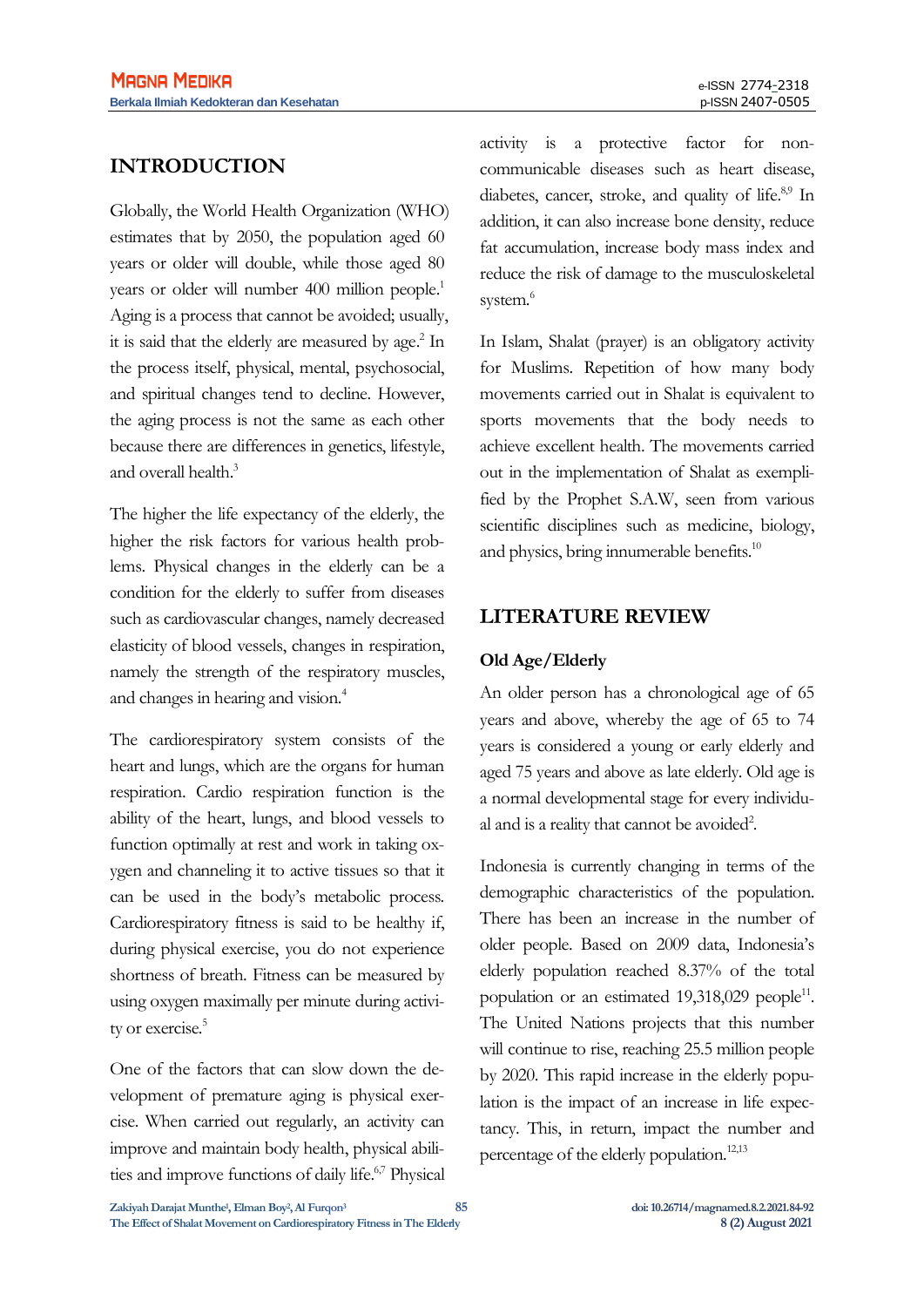## INTRODUCTION

Globally, the World Health Organization (WHO) estimates that by 2050, the population aged 60 years or older will double, while those aged 80 years or older will number 400 million people.[1] Aging is a process that cannot be avoided; usually, it is said that the elderly are measured by age.[2] In the process itself, physical, mental, psychosocial, and spiritual changes tend to decline. However, the aging process is not the same as each other because there are differences in genetics, lifestyle, and overall health.[3]

The higher the life expectancy of the elderly, the higher the risk factors for various health problems. Physical changes in the elderly can be a condition for the elderly to suffer from diseases such as cardiovascular changes, namely decreased elasticity of blood vessels, changes in respiration, namely the strength of the respiratory muscles, and changes in hearing and vision.[4]

The cardiorespiratory system consists of the heart and lungs, which are the organs for human respiration. Cardio respiration function is the ability of the heart, lungs, and blood vessels to function optimally at rest and work in taking oxygen and channeling it to active tissues so that it can be used in the body's metabolic process. Cardiorespiratory fitness is said to be healthy if, during physical exercise, you do not experience shortness of breath. Fitness can be measured by using oxygen maximally per minute during activity or exercise.[5]

One of the factors that can slow down the development of premature aging is physical exercise. When carried out regularly, an activity can improve and maintain body health, physical abilities and improve functions of daily life.[6,7] Physical activity is a protective factor for non-communicable diseases such as heart disease, diabetes, cancer, stroke, and quality of life.[8,9] In addition, it can also increase bone density, reduce fat accumulation, increase body mass index and reduce the risk of damage to the musculoskeletal system.[6]

In Islam, Shalat (prayer) is an obligatory activity for Muslims. Repetition of how many body movements carried out in Shalat is equivalent to sports movements that the body needs to achieve excellent health. The movements carried out in the implementation of Shalat as exemplified by the Prophet S.A.W, seen from various scientific disciplines such as medicine, biology, and physics, bring innumerable benefits.[10]

## LITERATURE REVIEW

### Old Age/Elderly

An older person has a chronological age of 65 years and above, whereby the age of 65 to 74 years is considered a young or early elderly and aged 75 years and above as late elderly. Old age is a normal developmental stage for every individual and is a reality that cannot be avoided[2].

Indonesia is currently changing in terms of the demographic characteristics of the population. There has been an increase in the number of older people. Based on 2009 data, Indonesia's elderly population reached 8.37% of the total population or an estimated 19,318,029 people[11]. The United Nations projects that this number will continue to rise, reaching 25.5 million people by 2020. This rapid increase in the elderly population is the impact of an increase in life expectancy. This, in return, impact the number and percentage of the elderly population.[12,13]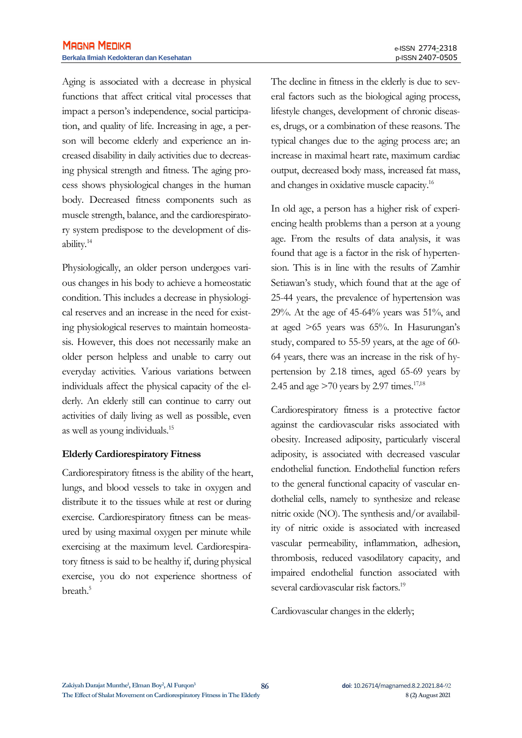Aging is associated with a decrease in physical functions that affect critical vital processes that impact a person's independence, social participation, and quality of life. Increasing in age, a person will become elderly and experience an increased disability in daily activities due to decreasing physical strength and fitness. The aging process shows physiological changes in the human body. Decreased fitness components such as muscle strength, balance, and the cardiorespiratory system predispose to the development of disability.[14]

Physiologically, an older person undergoes various changes in his body to achieve a homeostatic condition. This includes a decrease in physiological reserves and an increase in the need for existing physiological reserves to maintain homeostasis. However, this does not necessarily make an older person helpless and unable to carry out everyday activities. Various variations between individuals affect the physical capacity of the elderly. An elderly still can continue to carry out activities of daily living as well as possible, even as well as young individuals.[15]

**Elderly Cardiorespiratory Fitness**

Cardiorespiratory fitness is the ability of the heart, lungs, and blood vessels to take in oxygen and distribute it to the tissues while at rest or during exercise. Cardiorespiratory fitness can be measured by using maximal oxygen per minute while exercising at the maximum level. Cardiorespiratory fitness is said to be healthy if, during physical exercise, you do not experience shortness of breath.[5]

The decline in fitness in the elderly is due to several factors such as the biological aging process, lifestyle changes, development of chronic diseases, drugs, or a combination of these reasons. The typical changes due to the aging process are; an increase in maximal heart rate, maximum cardiac output, decreased body mass, increased fat mass, and changes in oxidative muscle capacity.[16]

In old age, a person has a higher risk of experiencing health problems than a person at a young age. From the results of data analysis, it was found that age is a factor in the risk of hypertension. This is in line with the results of Zamhir Setiawan's study, which found that at the age of 25-44 years, the prevalence of hypertension was 29%. At the age of 45-64% years was 51%, and at aged >65 years was 65%. In Hasurungan's study, compared to 55-59 years, at the age of 60-64 years, there was an increase in the risk of hypertension by 2.18 times, aged 65-69 years by 2.45 and age >70 years by 2.97 times.[17,18]

Cardiorespiratory fitness is a protective factor against the cardiovascular risks associated with obesity. Increased adiposity, particularly visceral adiposity, is associated with decreased vascular endothelial function. Endothelial function refers to the general functional capacity of vascular endothelial cells, namely to synthesize and release nitric oxide (NO). The synthesis and/or availability of nitric oxide is associated with increased vascular permeability, inflammation, adhesion, thrombosis, reduced vasodilatory capacity, and impaired endothelial function associated with several cardiovascular risk factors.[19]

Cardiovascular changes in the elderly;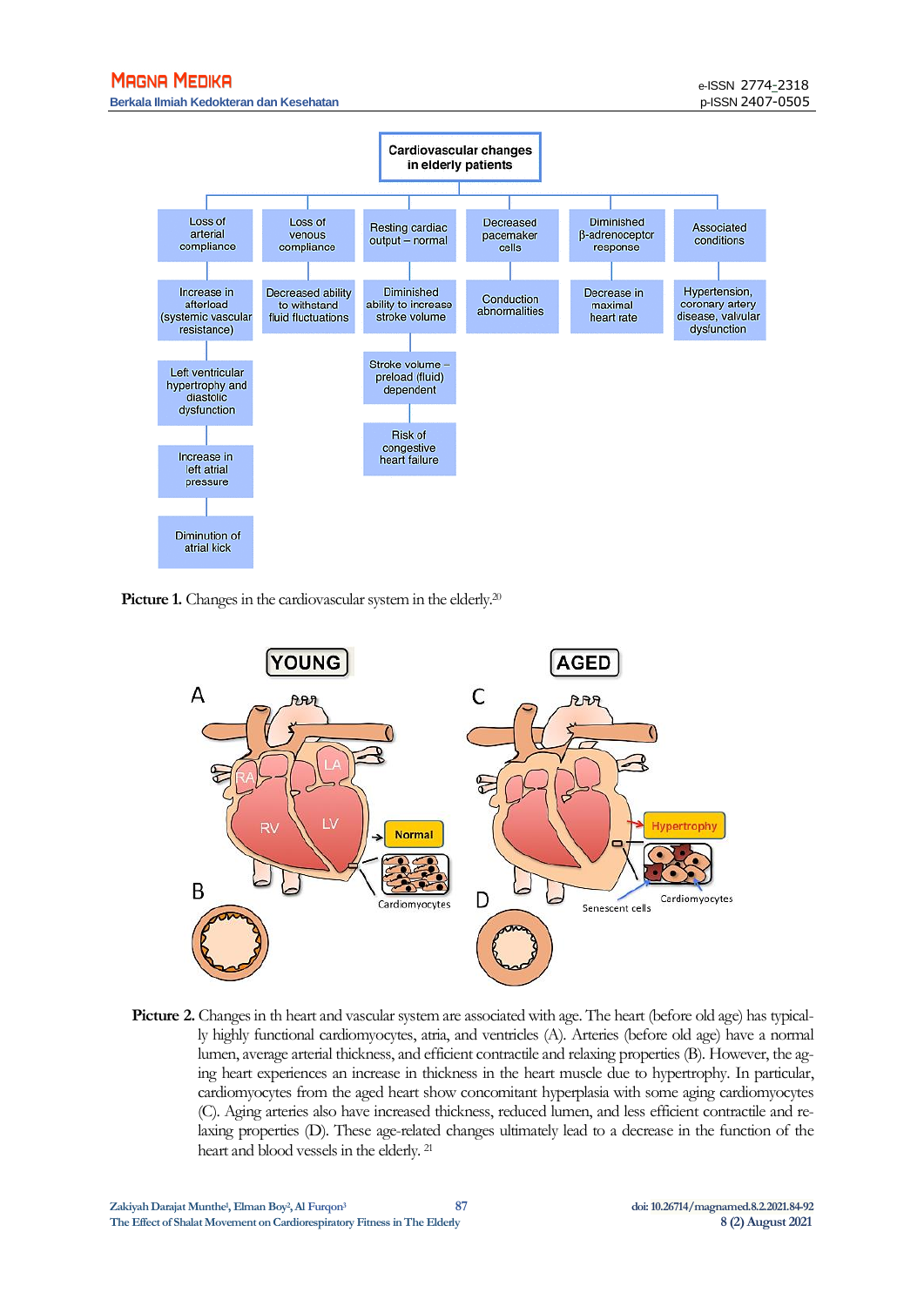**Cardiovascular changes in elderly patients**

- **Loss of arterial compliance** → Increase in afterload (systemic vascular resistance) → Left ventricular hypertrophy and diastolic dysfunction → Increase in left atrial pressure → Diminution of atrial kick
- **Loss of venous compliance** → Decreased ability to withstand fluid fluctuations
- **Resting cardiac output – normal** → Diminished ability to increase stroke volume → Stroke volume – preload (fluid) dependent → Risk of congestive heart failure
- **Decreased pacemaker cells** → Conduction abnormalities
- **Diminished β-adrenoceptor response** → Decrease in maximal heart rate
- **Associated conditions** → Hypertension, coronary artery disease, valvular dysfunction

**Picture 1.** Changes in the cardiovascular system in the elderly.[20]

**Picture 2.** Changes in th heart and vascular system are associated with age. The heart (before old age) has typically highly functional cardiomyocytes, atria, and ventricles (A). Arteries (before old age) have a normal lumen, average arterial thickness, and efficient contractile and relaxing properties (B). However, the aging heart experiences an increase in thickness in the heart muscle due to hypertrophy. In particular, cardiomyocytes from the aged heart show concomitant hyperplasia with some aging cardiomyocytes (C). Aging arteries also have increased thickness, reduced lumen, and less efficient contractile and relaxing properties (D). These age-related changes ultimately lead to a decrease in the function of the heart and blood vessels in the elderly.[21]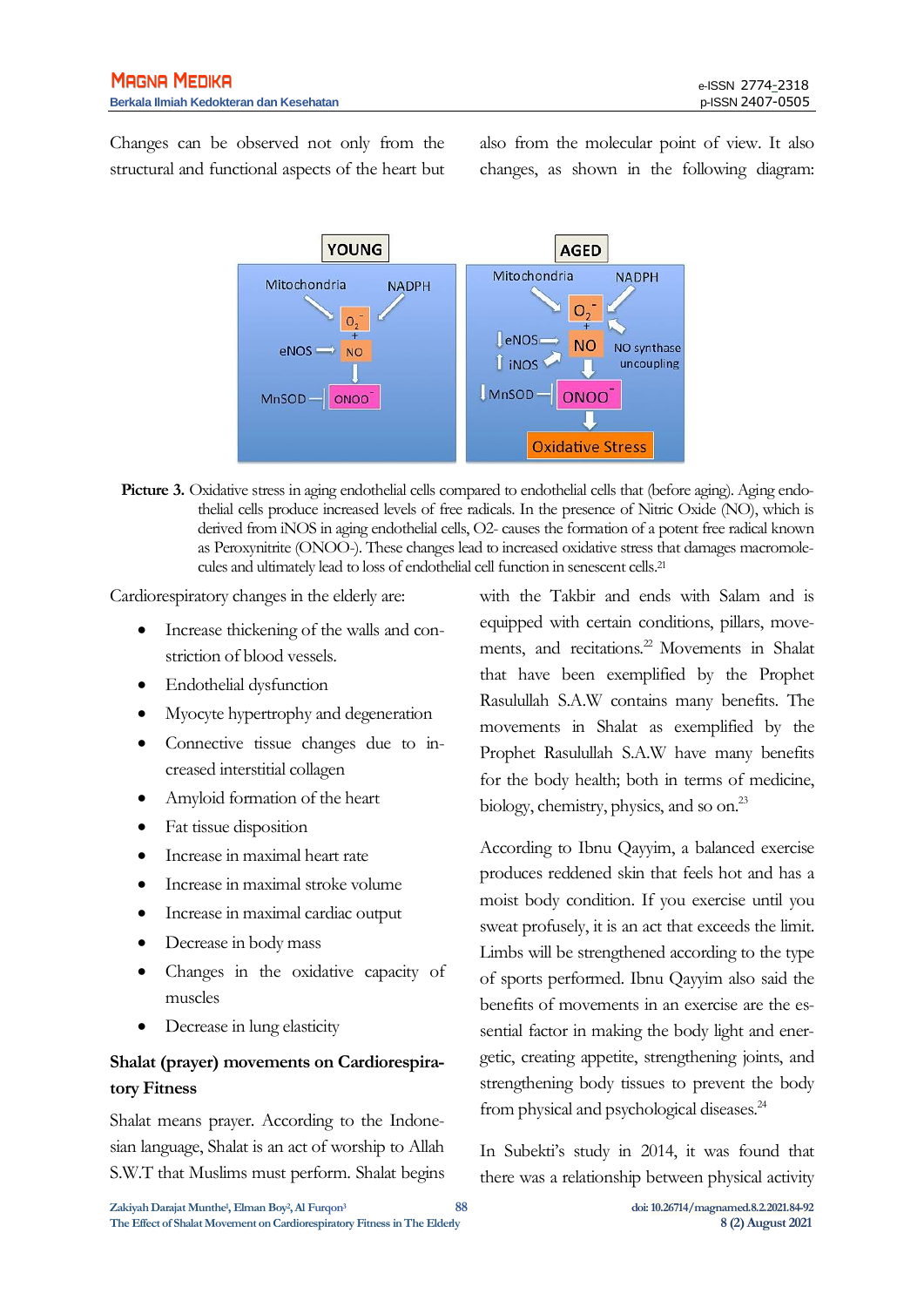Changes can be observed not only from the structural and functional aspects of the heart but also from the molecular point of view. It also changes, as shown in the following diagram:

Picture 3. Oxidative stress in aging endothelial cells compared to endothelial cells that (before aging). Aging endothelial cells produce increased levels of free radicals. In the presence of Nitric Oxide (NO), which is derived from iNOS in aging endothelial cells, O2- causes the formation of a potent free radical known as Peroxynitrite (ONOO-). These changes lead to increased oxidative stress that damages macromolecules and ultimately lead to loss of endothelial cell function in senescent cells.[21]

Cardiorespiratory changes in the elderly are:

- Increase thickening of the walls and constriction of blood vessels.
- Endothelial dysfunction
- Myocyte hypertrophy and degeneration
- Connective tissue changes due to increased interstitial collagen
- Amyloid formation of the heart
- Fat tissue disposition
- Increase in maximal heart rate
- Increase in maximal stroke volume
- Increase in maximal cardiac output
- Decrease in body mass
- Changes in the oxidative capacity of muscles
- Decrease in lung elasticity

**Shalat (prayer) movements on Cardiorespiratory Fitness**

Shalat means prayer. According to the Indonesian language, Shalat is an act of worship to Allah S.W.T that Muslims must perform. Shalat begins with the Takbir and ends with Salam and is equipped with certain conditions, pillars, movements, and recitations.[22] Movements in Shalat that have been exemplified by the Prophet Rasulullah S.A.W contains many benefits. The movements in Shalat as exemplified by the Prophet Rasulullah S.A.W have many benefits for the body health; both in terms of medicine, biology, chemistry, physics, and so on.[23]

According to Ibnu Qayyim, a balanced exercise produces reddened skin that feels hot and has a moist body condition. If you exercise until you sweat profusely, it is an act that exceeds the limit. Limbs will be strengthened according to the type of sports performed. Ibnu Qayyim also said the benefits of movements in an exercise are the essential factor in making the body light and energetic, creating appetite, strengthening joints, and strengthening body tissues to prevent the body from physical and psychological diseases.[24]

In Subekti's study in 2014, it was found that there was a relationship between physical activity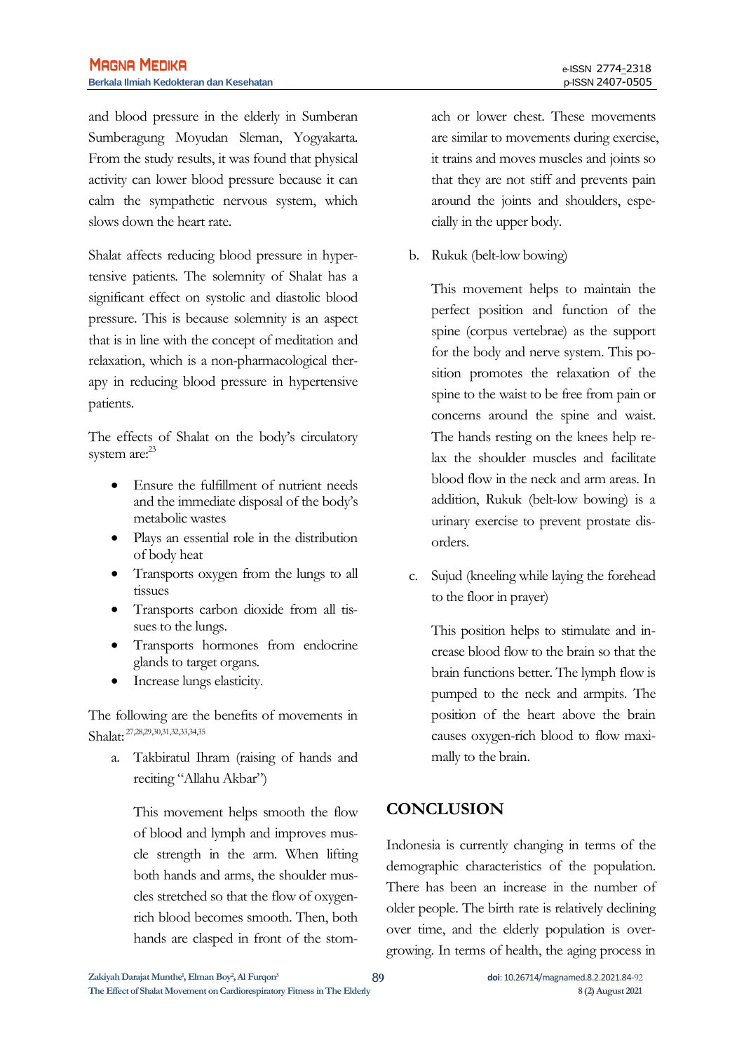and blood pressure in the elderly in Sumberan Sumberagung Moyudan Sleman, Yogyakarta. From the study results, it was found that physical activity can lower blood pressure because it can calm the sympathetic nervous system, which slows down the heart rate.

Shalat affects reducing blood pressure in hypertensive patients. The solemnity of Shalat has a significant effect on systolic and diastolic blood pressure. This is because solemnity is an aspect that is in line with the concept of meditation and relaxation, which is a non-pharmacological therapy in reducing blood pressure in hypertensive patients.

The effects of Shalat on the body's circulatory system are:[23]

- Ensure the fulfillment of nutrient needs and the immediate disposal of the body's metabolic wastes
- Plays an essential role in the distribution of body heat
- Transports oxygen from the lungs to all tissues
- Transports carbon dioxide from all tissues to the lungs.
- Transports hormones from endocrine glands to target organs.
- Increase lungs elasticity.

The following are the benefits of movements in Shalat:[27,28,29,30,31,32,33,34,35]

a. Takbiratul Ihram (raising of hands and reciting "Allahu Akbar")

   This movement helps smooth the flow of blood and lymph and improves muscle strength in the arm. When lifting both hands and arms, the shoulder muscles stretched so that the flow of oxygen-rich blood becomes smooth. Then, both hands are clasped in front of the stomach or lower chest. These movements are similar to movements during exercise, it trains and moves muscles and joints so that they are not stiff and prevents pain around the joints and shoulders, especially in the upper body.

b. Rukuk (belt-low bowing)

   This movement helps to maintain the perfect position and function of the spine (corpus vertebrae) as the support for the body and nerve system. This position promotes the relaxation of the spine to the waist to be free from pain or concerns around the spine and waist. The hands resting on the knees help relax the shoulder muscles and facilitate blood flow in the neck and arm areas. In addition, Rukuk (belt-low bowing) is a urinary exercise to prevent prostate disorders.

c. Sujud (kneeling while laying the forehead to the floor in prayer)

   This position helps to stimulate and increase blood flow to the brain so that the brain functions better. The lymph flow is pumped to the neck and armpits. The position of the heart above the brain causes oxygen-rich blood to flow maximally to the brain.

## CONCLUSION

Indonesia is currently changing in terms of the demographic characteristics of the population. There has been an increase in the number of older people. The birth rate is relatively declining over time, and the elderly population is overgrowing. In terms of health, the aging process in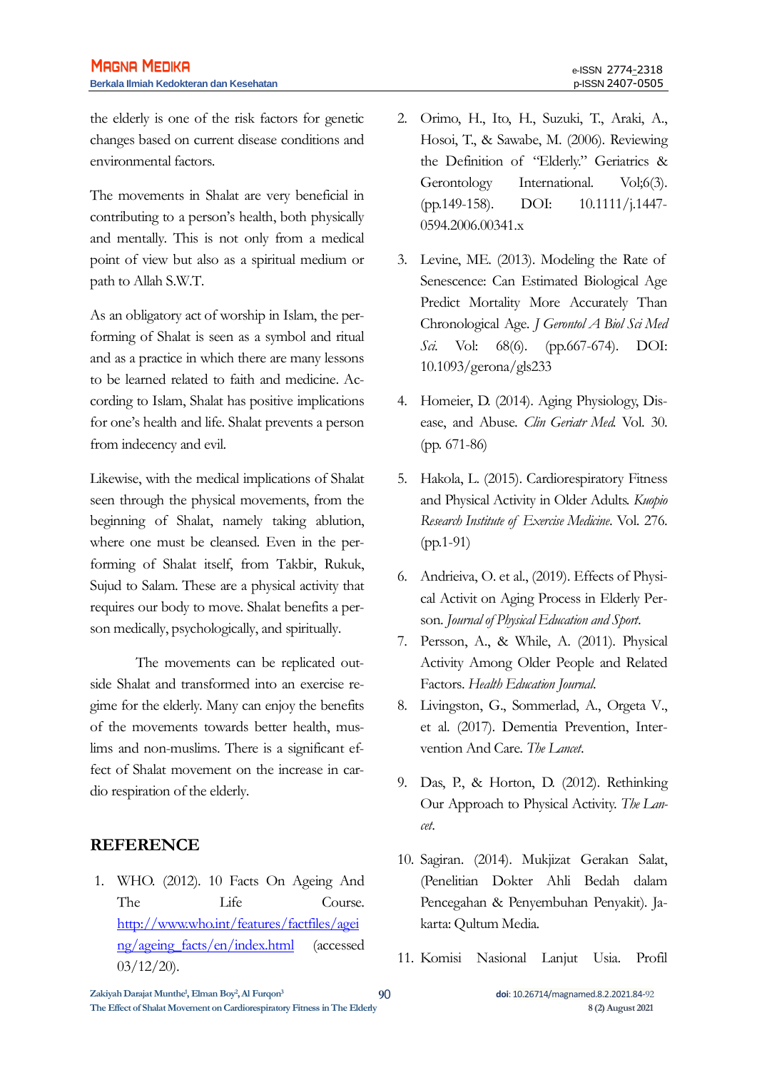the elderly is one of the risk factors for genetic changes based on current disease conditions and environmental factors.

The movements in Shalat are very beneficial in contributing to a person's health, both physically and mentally. This is not only from a medical point of view but also as a spiritual medium or path to Allah S.W.T.

As an obligatory act of worship in Islam, the performing of Shalat is seen as a symbol and ritual and as a practice in which there are many lessons to be learned related to faith and medicine. According to Islam, Shalat has positive implications for one's health and life. Shalat prevents a person from indecency and evil.

Likewise, with the medical implications of Shalat seen through the physical movements, from the beginning of Shalat, namely taking ablution, where one must be cleansed. Even in the performing of Shalat itself, from Takbir, Rukuk, Sujud to Salam. These are a physical activity that requires our body to move. Shalat benefits a person medically, psychologically, and spiritually.

The movements can be replicated outside Shalat and transformed into an exercise regime for the elderly. Many can enjoy the benefits of the movements towards better health, muslims and non-muslims. There is a significant effect of Shalat movement on the increase in cardio respiration of the elderly.

## REFERENCE

1. WHO. (2012). 10 Facts On Ageing And The Life Course. [http://www.who.int/features/factfiles/ageing/ageing_facts/en/index.html](http://www.who.int/features/factfiles/ageing/ageing_facts/en/index.html) (accessed 03/12/20).
2. Orimo, H., Ito, H., Suzuki, T., Araki, A., Hosoi, T., & Sawabe, M. (2006). Reviewing the Definition of "Elderly." Geriatrics & Gerontology International. Vol;6(3). (pp.149-158). DOI: 10.1111/j.1447-0594.2006.00341.x
3. Levine, ME. (2013). Modeling the Rate of Senescence: Can Estimated Biological Age Predict Mortality More Accurately Than Chronological Age. *J Gerontol A Biol Sci Med Sci.* Vol: 68(6). (pp.667-674). DOI: 10.1093/gerona/gls233
4. Homeier, D. (2014). Aging Physiology, Disease, and Abuse. *Clin Geriatr Med.* Vol. 30. (pp. 671-86)
5. Hakola, L. (2015). Cardiorespiratory Fitness and Physical Activity in Older Adults. *Kuopio Research Institute of Exercise Medicine*. Vol. 276. (pp.1-91)
6. Andrieiva, O. et al., (2019). Effects of Physical Activit on Aging Process in Elderly Person. *Journal of Physical Education and Sport*.
7. Persson, A., & While, A. (2011). Physical Activity Among Older People and Related Factors. *Health Education Journal*.
8. Livingston, G., Sommerlad, A., Orgeta V., et al. (2017). Dementia Prevention, Intervention And Care. *The Lancet*.
9. Das, P., & Horton, D. (2012). Rethinking Our Approach to Physical Activity. *The Lancet*.
10. Sagiran. (2014). Mukjizat Gerakan Salat, (Penelitian Dokter Ahli Bedah dalam Pencegahan & Penyembuhan Penyakit). Jakarta: Qultum Media.
11. Komisi Nasional Lanjut Usia. Profil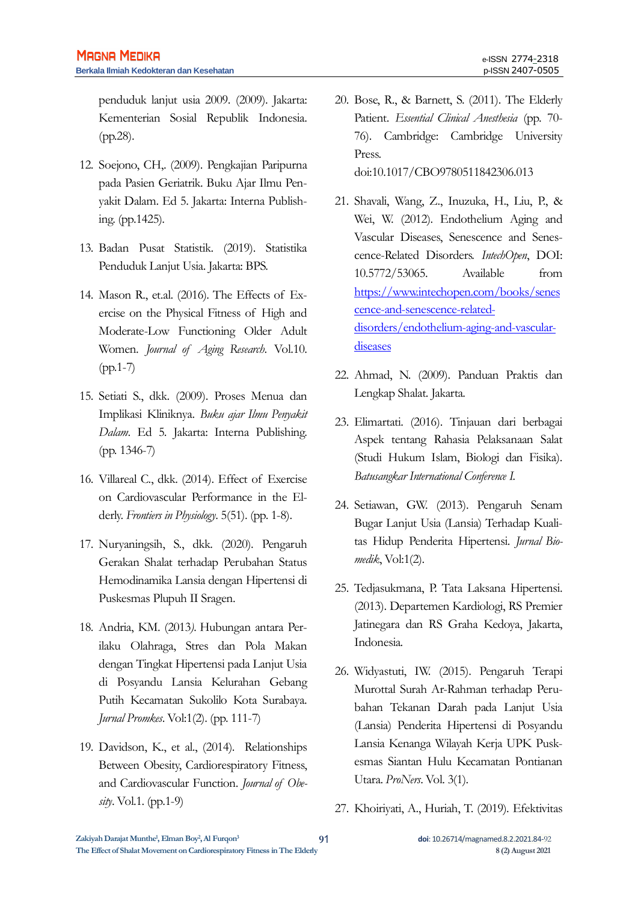penduduk lanjut usia 2009. (2009). Jakarta: Kementerian Sosial Republik Indonesia. (pp.28).

12. Soejono, CH,. (2009). Pengkajian Paripurna pada Pasien Geriatrik. Buku Ajar Ilmu Penyakit Dalam. Ed 5. Jakarta: Interna Publishing. (pp.1425).

13. Badan Pusat Statistik. (2019). Statistika Penduduk Lanjut Usia. Jakarta: BPS.

14. Mason R., et.al. (2016). The Effects of Exercise on the Physical Fitness of High and Moderate-Low Functioning Older Adult Women. *Journal of Aging Research*. Vol.10. (pp.1-7)

15. Setiati S., dkk. (2009). Proses Menua dan Implikasi Kliniknya. *Buku ajar Ilmu Penyakit Dalam*. Ed 5. Jakarta: Interna Publishing. (pp. 1346-7)

16. Villareal C., dkk. (2014). Effect of Exercise on Cardiovascular Performance in the Elderly. *Frontiers in Physiology*. 5(51). (pp. 1-8).

17. Nuryaningsih, S., dkk. (2020). Pengaruh Gerakan Shalat terhadap Perubahan Status Hemodinamika Lansia dengan Hipertensi di Puskesmas Plupuh II Sragen.

18. Andria, KM. (2013). Hubungan antara Perilaku Olahraga, Stres dan Pola Makan dengan Tingkat Hipertensi pada Lanjut Usia di Posyandu Lansia Kelurahan Gebang Putih Kecamatan Sukolilo Kota Surabaya. *Jurnal Promkes*. Vol:1(2). (pp. 111-7)

19. Davidson, K., et al., (2014). Relationships Between Obesity, Cardiorespiratory Fitness, and Cardiovascular Function. *Journal of Obesity*. Vol.1. (pp.1-9)

20. Bose, R., & Barnett, S. (2011). The Elderly Patient. *Essential Clinical Anesthesia* (pp. 70-76). Cambridge: Cambridge University Press. doi:10.1017/CBO9780511842306.013

21. Shavali, Wang, Z., Inuzuka, H., Liu, P., & Wei, W. (2012). Endothelium Aging and Vascular Diseases, Senescence and Senescence-Related Disorders. *IntechOpen*, DOI: 10.5772/53065. Available from https://www.intechopen.com/books/senescence-and-senescence-related-disorders/endothelium-aging-and-vascular-diseases

22. Ahmad, N. (2009). Panduan Praktis dan Lengkap Shalat. Jakarta.

23. Elimartati. (2016). Tinjauan dari berbagai Aspek tentang Rahasia Pelaksanaan Salat (Studi Hukum Islam, Biologi dan Fisika). *Batusangkar International Conference I.*

24. Setiawan, GW. (2013). Pengaruh Senam Bugar Lanjut Usia (Lansia) Terhadap Kualitas Hidup Penderita Hipertensi. *Jurnal Biomedik*, Vol:1(2).

25. Tedjasukmana, P. Tata Laksana Hipertensi. (2013). Departemen Kardiologi, RS Premier Jatinegara dan RS Graha Kedoya, Jakarta, Indonesia.

26. Widyastuti, IW. (2015). Pengaruh Terapi Murottal Surah Ar-Rahman terhadap Perubahan Tekanan Darah pada Lanjut Usia (Lansia) Penderita Hipertensi di Posyandu Lansia Kenanga Wilayah Kerja UPK Puskesmas Siantan Hulu Kecamatan Pontianan Utara. *ProNers*. Vol. 3(1).

27. Khoiriyati, A., Huriah, T. (2019). Efektivitas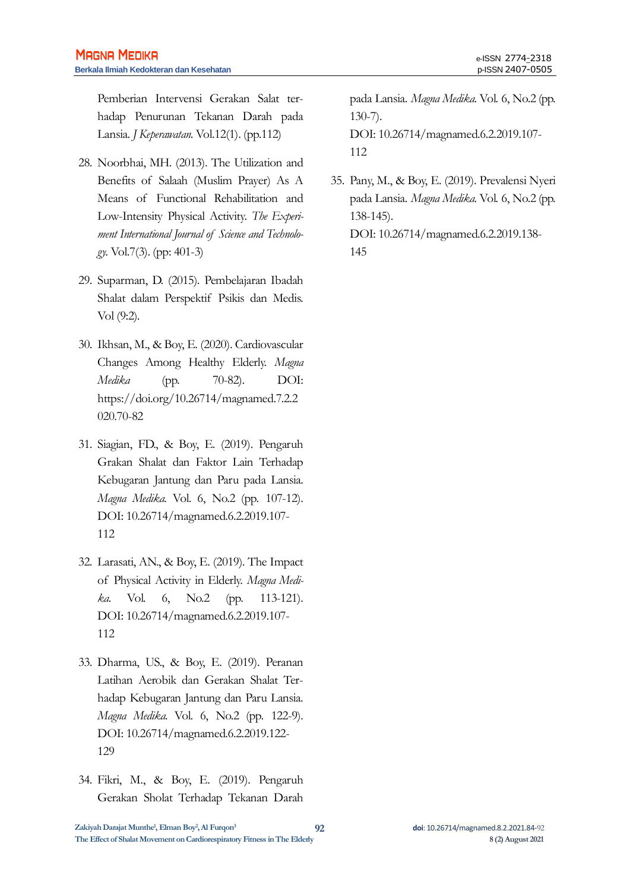Pemberian Intervensi Gerakan Salat terhadap Penurunan Tekanan Darah pada Lansia. *J Keperawatan.* Vol.12(1). (pp.112)

28. Noorbhai, MH. (2013). The Utilization and Benefits of Salaah (Muslim Prayer) As A Means of Functional Rehabilitation and Low-Intensity Physical Activity. *The Experiment International Journal of Science and Technology.* Vol.7(3). (pp: 401-3)

29. Suparman, D. (2015). Pembelajaran Ibadah Shalat dalam Perspektif Psikis dan Medis. Vol (9:2).

30. Ikhsan, M., & Boy, E. (2020). Cardiovascular Changes Among Healthy Elderly. *Magna Medika* (pp. 70-82). DOI: https://doi.org/10.26714/magnamed.7.2.2020.70-82

31. Siagian, FD., & Boy, E. (2019). Pengaruh Grakan Shalat dan Faktor Lain Terhadap Kebugaran Jantung dan Paru pada Lansia. *Magna Medika.* Vol. 6, No.2 (pp. 107-12). DOI: 10.26714/magnamed.6.2.2019.107-112

32. Larasati, AN., & Boy, E. (2019). The Impact of Physical Activity in Elderly. *Magna Medika.* Vol. 6, No.2 (pp. 113-121). DOI: 10.26714/magnamed.6.2.2019.107-112

33. Dharma, US., & Boy, E. (2019). Peranan Latihan Aerobik dan Gerakan Shalat Terhadap Kebugaran Jantung dan Paru Lansia. *Magna Medika.* Vol. 6, No.2 (pp. 122-9). DOI: 10.26714/magnamed.6.2.2019.122-129

34. Fikri, M., & Boy, E. (2019). Pengaruh Gerakan Sholat Terhadap Tekanan Darah pada Lansia. *Magna Medika.* Vol. 6, No.2 (pp. 130-7). DOI: 10.26714/magnamed.6.2.2019.107-112

35. Pany, M., & Boy, E. (2019). Prevalensi Nyeri pada Lansia. *Magna Medika.* Vol. 6, No.2 (pp. 138-145). DOI: 10.26714/magnamed.6.2.2019.138-145